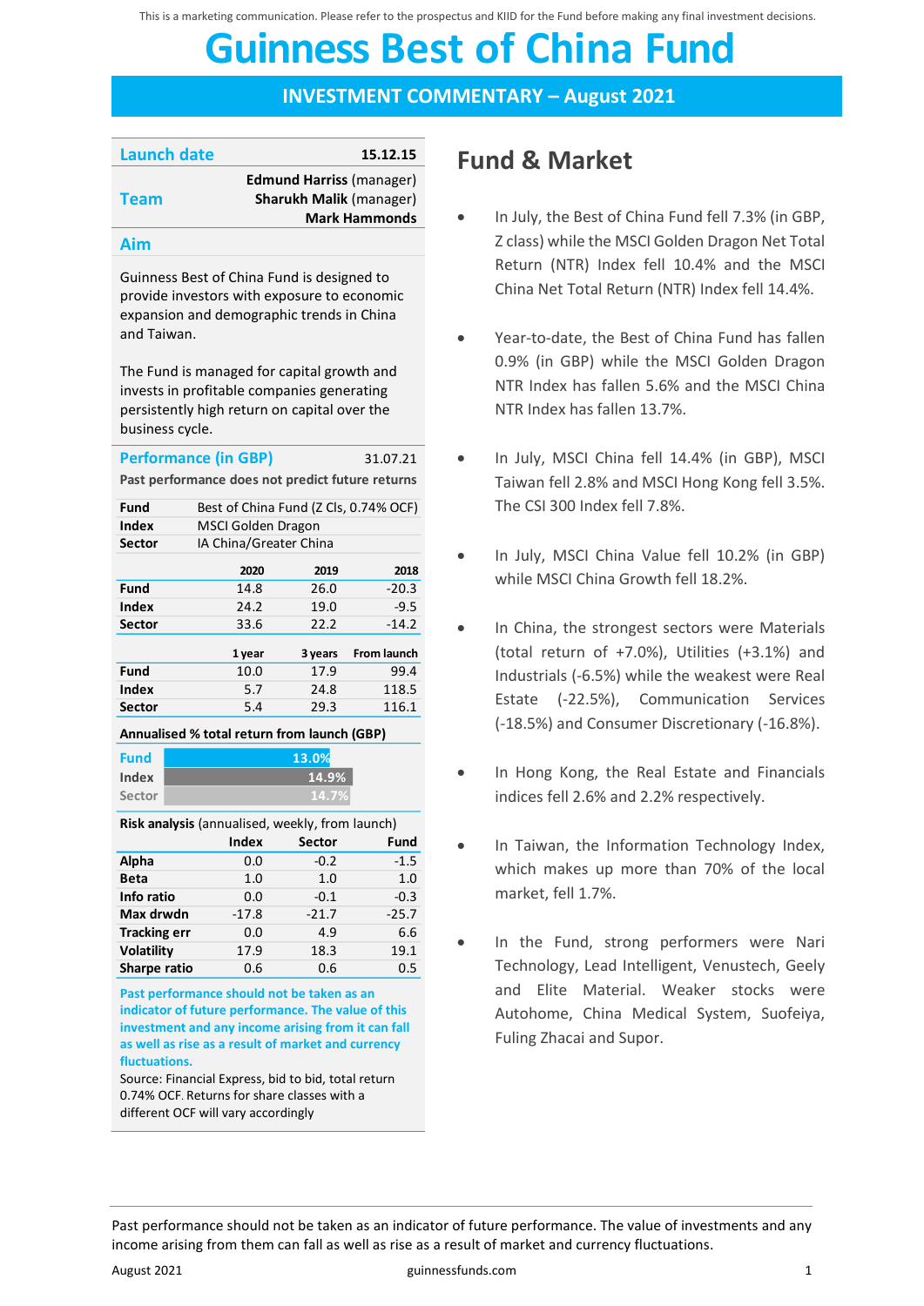This is a marketing communication. Please refer to the prospectus and KIID for the Fund before making any final investment decisions.

# Guinness Best of China Fund

## INVESTMENT COMMENTARY – August 2021

| Launch date | 15.12.15 |
|---|---|
| Team | **Edmund Harriss** (manager)<br>**Sharukh Malik** (manager)<br>**Mark Hammonds** |

### Aim

Guinness Best of China Fund is designed to provide investors with exposure to economic expansion and demographic trends in China and Taiwan.

The Fund is managed for capital growth and invests in profitable companies generating persistently high return on capital over the business cycle.

### Performance (in GBP) 31.07.21

**Past performance does not predict future returns**

| | |
|---|---|
| **Fund** | Best of China Fund (Z Cls, 0.74% OCF) |
| **Index** | MSCI Golden Dragon |
| **Sector** | IA China/Greater China |

| | 2020 | 2019 | 2018 |
|---|---|---|---|
| **Fund** | 14.8 | 26.0 | -20.3 |
| **Index** | 24.2 | 19.0 | -9.5 |
| **Sector** | 33.6 | 22.2 | -14.2 |

| | 1 year | 3 years | From launch |
|---|---|---|---|
| **Fund** | 10.0 | 17.9 | 99.4 |
| **Index** | 5.7 | 24.8 | 118.5 |
| **Sector** | 5.4 | 29.3 | 116.1 |

**Annualised % total return from launch (GBP)**

| | |
|---|---|
| Fund | 13.0% |
| Index | 14.9% |
| Sector | 14.7% |

**Risk analysis** (annualised, weekly, from launch)

| | Index | Sector | Fund |
|---|---|---|---|
| **Alpha** | 0.0 | -0.2 | -1.5 |
| **Beta** | 1.0 | 1.0 | 1.0 |
| **Info ratio** | 0.0 | -0.1 | -0.3 |
| **Max drwdn** | -17.8 | -21.7 | -25.7 |
| **Tracking err** | 0.0 | 4.9 | 6.6 |
| **Volatility** | 17.9 | 18.3 | 19.1 |
| **Sharpe ratio** | 0.6 | 0.6 | 0.5 |

**Past performance should not be taken as an indicator of future performance. The value of this investment and any income arising from it can fall as well as rise as a result of market and currency fluctuations.**

Source: Financial Express, bid to bid, total return 0.74% OCF. Returns for share classes with a different OCF will vary accordingly

## Fund & Market

- In July, the Best of China Fund fell 7.3% (in GBP, Z class) while the MSCI Golden Dragon Net Total Return (NTR) Index fell 10.4% and the MSCI China Net Total Return (NTR) Index fell 14.4%.
- Year-to-date, the Best of China Fund has fallen 0.9% (in GBP) while the MSCI Golden Dragon NTR Index has fallen 5.6% and the MSCI China NTR Index has fallen 13.7%.
- In July, MSCI China fell 14.4% (in GBP), MSCI Taiwan fell 2.8% and MSCI Hong Kong fell 3.5%. The CSI 300 Index fell 7.8%.
- In July, MSCI China Value fell 10.2% (in GBP) while MSCI China Growth fell 18.2%.
- In China, the strongest sectors were Materials (total return of +7.0%), Utilities (+3.1%) and Industrials (-6.5%) while the weakest were Real Estate (-22.5%), Communication Services (-18.5%) and Consumer Discretionary (-16.8%).
- In Hong Kong, the Real Estate and Financials indices fell 2.6% and 2.2% respectively.
- In Taiwan, the Information Technology Index, which makes up more than 70% of the local market, fell 1.7%.
- In the Fund, strong performers were Nari Technology, Lead Intelligent, Venustech, Geely and Elite Material. Weaker stocks were Autohome, China Medical System, Suofeiya, Fuling Zhacai and Supor.

Past performance should not be taken as an indicator of future performance. The value of investments and any income arising from them can fall as well as rise as a result of market and currency fluctuations.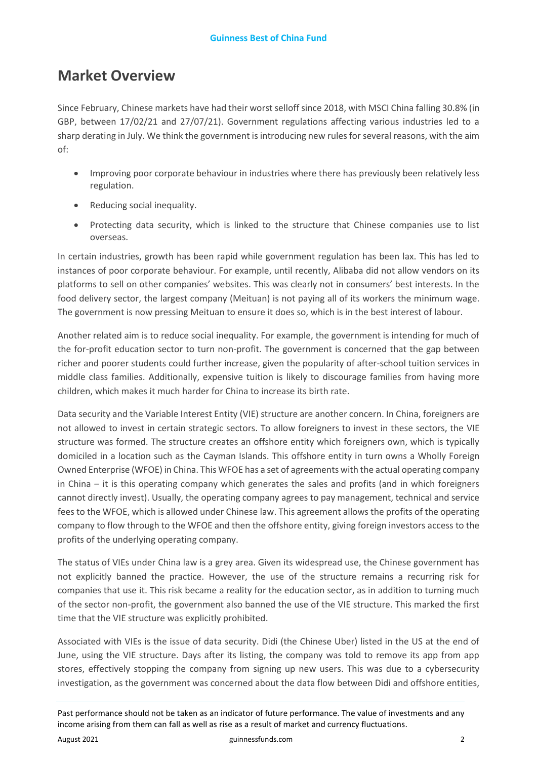# Market Overview

Since February, Chinese markets have had their worst selloff since 2018, with MSCI China falling 30.8% (in GBP, between 17/02/21 and 27/07/21). Government regulations affecting various industries led to a sharp derating in July. We think the government is introducing new rules for several reasons, with the aim of:

- Improving poor corporate behaviour in industries where there has previously been relatively less regulation.
- Reducing social inequality.
- Protecting data security, which is linked to the structure that Chinese companies use to list overseas.

In certain industries, growth has been rapid while government regulation has been lax. This has led to instances of poor corporate behaviour. For example, until recently, Alibaba did not allow vendors on its platforms to sell on other companies' websites. This was clearly not in consumers' best interests. In the food delivery sector, the largest company (Meituan) is not paying all of its workers the minimum wage. The government is now pressing Meituan to ensure it does so, which is in the best interest of labour.

Another related aim is to reduce social inequality. For example, the government is intending for much of the for-profit education sector to turn non-profit. The government is concerned that the gap between richer and poorer students could further increase, given the popularity of after-school tuition services in middle class families. Additionally, expensive tuition is likely to discourage families from having more children, which makes it much harder for China to increase its birth rate.

Data security and the Variable Interest Entity (VIE) structure are another concern. In China, foreigners are not allowed to invest in certain strategic sectors. To allow foreigners to invest in these sectors, the VIE structure was formed. The structure creates an offshore entity which foreigners own, which is typically domiciled in a location such as the Cayman Islands. This offshore entity in turn owns a Wholly Foreign Owned Enterprise (WFOE) in China. This WFOE has a set of agreements with the actual operating company in China – it is this operating company which generates the sales and profits (and in which foreigners cannot directly invest). Usually, the operating company agrees to pay management, technical and service fees to the WFOE, which is allowed under Chinese law. This agreement allows the profits of the operating company to flow through to the WFOE and then the offshore entity, giving foreign investors access to the profits of the underlying operating company.

The status of VIEs under China law is a grey area. Given its widespread use, the Chinese government has not explicitly banned the practice. However, the use of the structure remains a recurring risk for companies that use it. This risk became a reality for the education sector, as in addition to turning much of the sector non-profit, the government also banned the use of the VIE structure. This marked the first time that the VIE structure was explicitly prohibited.

Associated with VIEs is the issue of data security. Didi (the Chinese Uber) listed in the US at the end of June, using the VIE structure. Days after its listing, the company was told to remove its app from app stores, effectively stopping the company from signing up new users. This was due to a cybersecurity investigation, as the government was concerned about the data flow between Didi and offshore entities,

Past performance should not be taken as an indicator of future performance. The value of investments and any income arising from them can fall as well as rise as a result of market and currency fluctuations.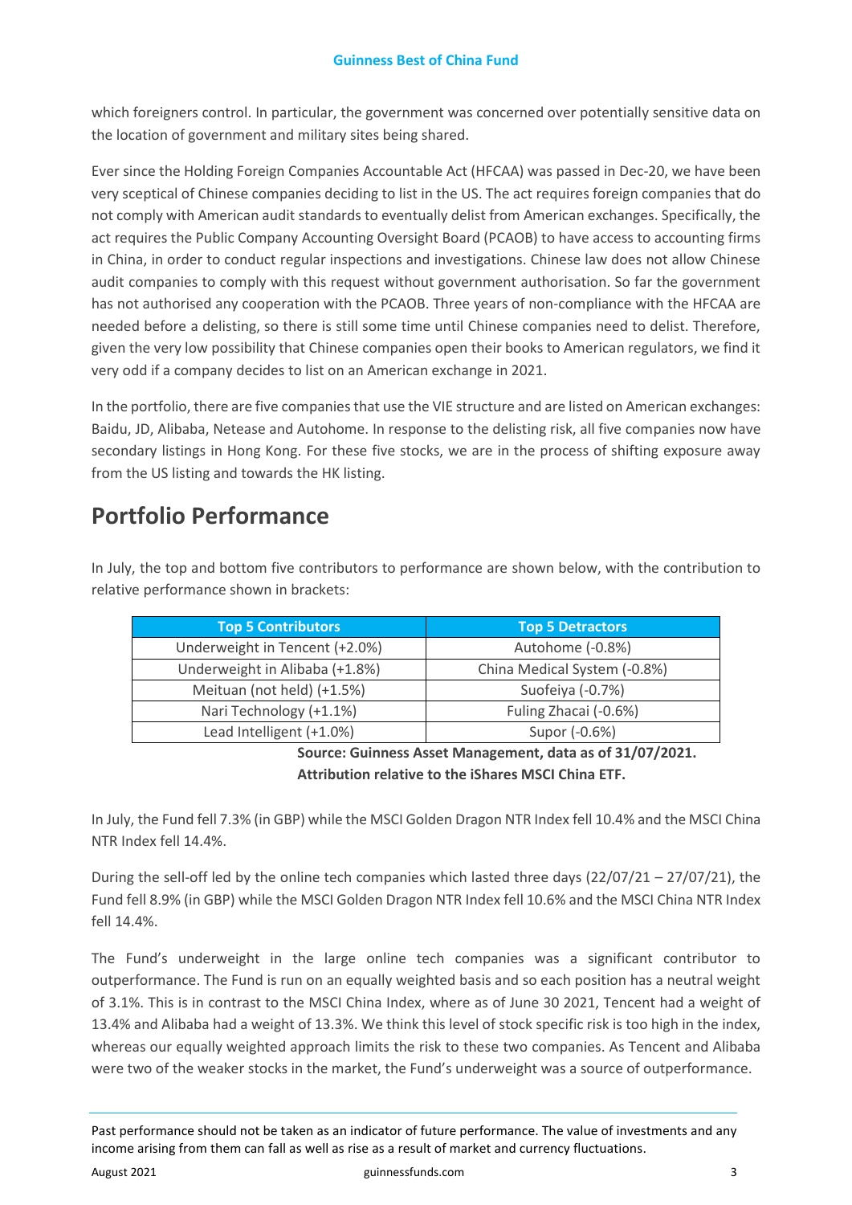which foreigners control. In particular, the government was concerned over potentially sensitive data on the location of government and military sites being shared.

Ever since the Holding Foreign Companies Accountable Act (HFCAA) was passed in Dec-20, we have been very sceptical of Chinese companies deciding to list in the US. The act requires foreign companies that do not comply with American audit standards to eventually delist from American exchanges. Specifically, the act requires the Public Company Accounting Oversight Board (PCAOB) to have access to accounting firms in China, in order to conduct regular inspections and investigations. Chinese law does not allow Chinese audit companies to comply with this request without government authorisation. So far the government has not authorised any cooperation with the PCAOB. Three years of non-compliance with the HFCAA are needed before a delisting, so there is still some time until Chinese companies need to delist. Therefore, given the very low possibility that Chinese companies open their books to American regulators, we find it very odd if a company decides to list on an American exchange in 2021.

In the portfolio, there are five companies that use the VIE structure and are listed on American exchanges: Baidu, JD, Alibaba, Netease and Autohome. In response to the delisting risk, all five companies now have secondary listings in Hong Kong. For these five stocks, we are in the process of shifting exposure away from the US listing and towards the HK listing.

## Portfolio Performance

In July, the top and bottom five contributors to performance are shown below, with the contribution to relative performance shown in brackets:

| Top 5 Contributors | Top 5 Detractors |
|---|---|
| Underweight in Tencent (+2.0%) | Autohome (-0.8%) |
| Underweight in Alibaba (+1.8%) | China Medical System (-0.8%) |
| Meituan (not held) (+1.5%) | Suofeiya (-0.7%) |
| Nari Technology (+1.1%) | Fuling Zhacai (-0.6%) |
| Lead Intelligent (+1.0%) | Supor (-0.6%) |

**Source: Guinness Asset Management, data as of 31/07/2021.**
**Attribution relative to the iShares MSCI China ETF.**

In July, the Fund fell 7.3% (in GBP) while the MSCI Golden Dragon NTR Index fell 10.4% and the MSCI China NTR Index fell 14.4%.

During the sell-off led by the online tech companies which lasted three days (22/07/21 – 27/07/21), the Fund fell 8.9% (in GBP) while the MSCI Golden Dragon NTR Index fell 10.6% and the MSCI China NTR Index fell 14.4%.

The Fund's underweight in the large online tech companies was a significant contributor to outperformance. The Fund is run on an equally weighted basis and so each position has a neutral weight of 3.1%. This is in contrast to the MSCI China Index, where as of June 30 2021, Tencent had a weight of 13.4% and Alibaba had a weight of 13.3%. We think this level of stock specific risk is too high in the index, whereas our equally weighted approach limits the risk to these two companies. As Tencent and Alibaba were two of the weaker stocks in the market, the Fund's underweight was a source of outperformance.

Past performance should not be taken as an indicator of future performance. The value of investments and any income arising from them can fall as well as rise as a result of market and currency fluctuations.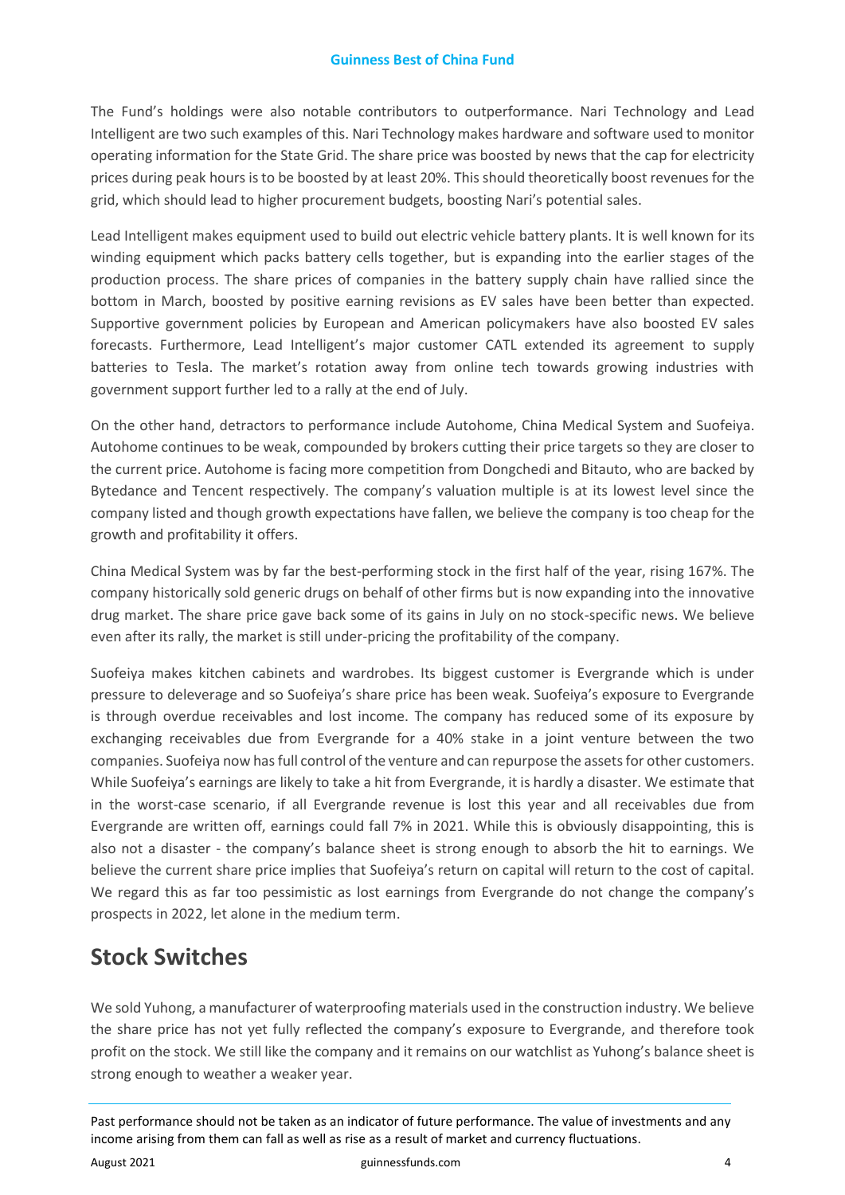The Fund's holdings were also notable contributors to outperformance. Nari Technology and Lead Intelligent are two such examples of this. Nari Technology makes hardware and software used to monitor operating information for the State Grid. The share price was boosted by news that the cap for electricity prices during peak hours is to be boosted by at least 20%. This should theoretically boost revenues for the grid, which should lead to higher procurement budgets, boosting Nari's potential sales.

Lead Intelligent makes equipment used to build out electric vehicle battery plants. It is well known for its winding equipment which packs battery cells together, but is expanding into the earlier stages of the production process. The share prices of companies in the battery supply chain have rallied since the bottom in March, boosted by positive earning revisions as EV sales have been better than expected. Supportive government policies by European and American policymakers have also boosted EV sales forecasts. Furthermore, Lead Intelligent's major customer CATL extended its agreement to supply batteries to Tesla. The market's rotation away from online tech towards growing industries with government support further led to a rally at the end of July.

On the other hand, detractors to performance include Autohome, China Medical System and Suofeiya. Autohome continues to be weak, compounded by brokers cutting their price targets so they are closer to the current price. Autohome is facing more competition from Dongchedi and Bitauto, who are backed by Bytedance and Tencent respectively. The company's valuation multiple is at its lowest level since the company listed and though growth expectations have fallen, we believe the company is too cheap for the growth and profitability it offers.

China Medical System was by far the best-performing stock in the first half of the year, rising 167%. The company historically sold generic drugs on behalf of other firms but is now expanding into the innovative drug market. The share price gave back some of its gains in July on no stock-specific news. We believe even after its rally, the market is still under-pricing the profitability of the company.

Suofeiya makes kitchen cabinets and wardrobes. Its biggest customer is Evergrande which is under pressure to deleverage and so Suofeiya's share price has been weak. Suofeiya's exposure to Evergrande is through overdue receivables and lost income. The company has reduced some of its exposure by exchanging receivables due from Evergrande for a 40% stake in a joint venture between the two companies. Suofeiya now has full control of the venture and can repurpose the assets for other customers. While Suofeiya's earnings are likely to take a hit from Evergrande, it is hardly a disaster. We estimate that in the worst-case scenario, if all Evergrande revenue is lost this year and all receivables due from Evergrande are written off, earnings could fall 7% in 2021. While this is obviously disappointing, this is also not a disaster - the company's balance sheet is strong enough to absorb the hit to earnings. We believe the current share price implies that Suofeiya's return on capital will return to the cost of capital. We regard this as far too pessimistic as lost earnings from Evergrande do not change the company's prospects in 2022, let alone in the medium term.

## Stock Switches

We sold Yuhong, a manufacturer of waterproofing materials used in the construction industry. We believe the share price has not yet fully reflected the company's exposure to Evergrande, and therefore took profit on the stock. We still like the company and it remains on our watchlist as Yuhong's balance sheet is strong enough to weather a weaker year.

Past performance should not be taken as an indicator of future performance. The value of investments and any income arising from them can fall as well as rise as a result of market and currency fluctuations.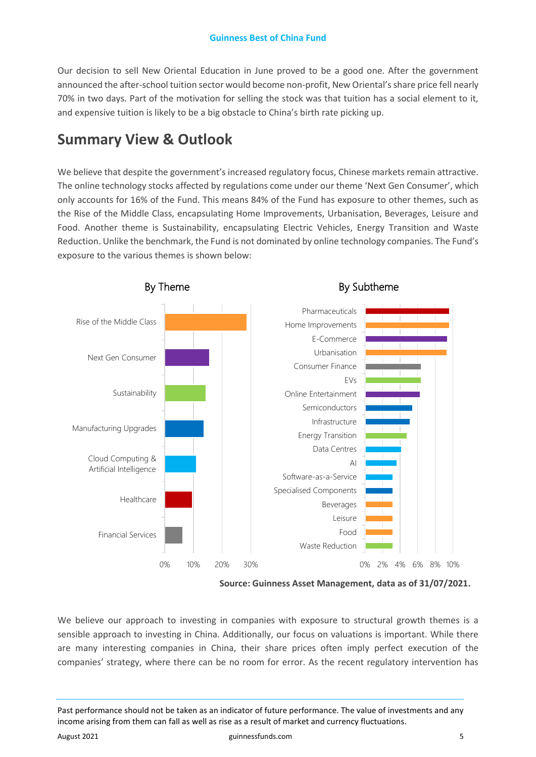Our decision to sell New Oriental Education in June proved to be a good one. After the government announced the after-school tuition sector would become non-profit, New Oriental's share price fell nearly 70% in two days. Part of the motivation for selling the stock was that tuition has a social element to it, and expensive tuition is likely to be a big obstacle to China's birth rate picking up.

# Summary View & Outlook

We believe that despite the government's increased regulatory focus, Chinese markets remain attractive. The online technology stocks affected by regulations come under our theme 'Next Gen Consumer', which only accounts for 16% of the Fund. This means 84% of the Fund has exposure to other themes, such as the Rise of the Middle Class, encapsulating Home Improvements, Urbanisation, Beverages, Leisure and Food. Another theme is Sustainability, encapsulating Electric Vehicles, Energy Transition and Waste Reduction. Unlike the benchmark, the Fund is not dominated by online technology companies. The Fund's exposure to the various themes is shown below:

**By Theme**

- Rise of the Middle Class
- Next Gen Consumer
- Sustainability
- Manufacturing Upgrades
- Cloud Computing & Artificial Intelligence
- Healthcare
- Financial Services

**By Subtheme**

- Pharmaceuticals
- Home Improvements
- E-Commerce
- Urbanisation
- Consumer Finance
- EVs
- Online Entertainment
- Semiconductors
- Infrastructure
- Energy Transition
- Data Centres
- AI
- Software-as-a-Service
- Specialised Components
- Beverages
- Leisure
- Food
- Waste Reduction

**Source: Guinness Asset Management, data as of 31/07/2021.**

We believe our approach to investing in companies with exposure to structural growth themes is a sensible approach to investing in China. Additionally, our focus on valuations is important. While there are many interesting companies in China, their share prices often imply perfect execution of the companies' strategy, where there can be no room for error. As the recent regulatory intervention has

Past performance should not be taken as an indicator of future performance. The value of investments and any income arising from them can fall as well as rise as a result of market and currency fluctuations.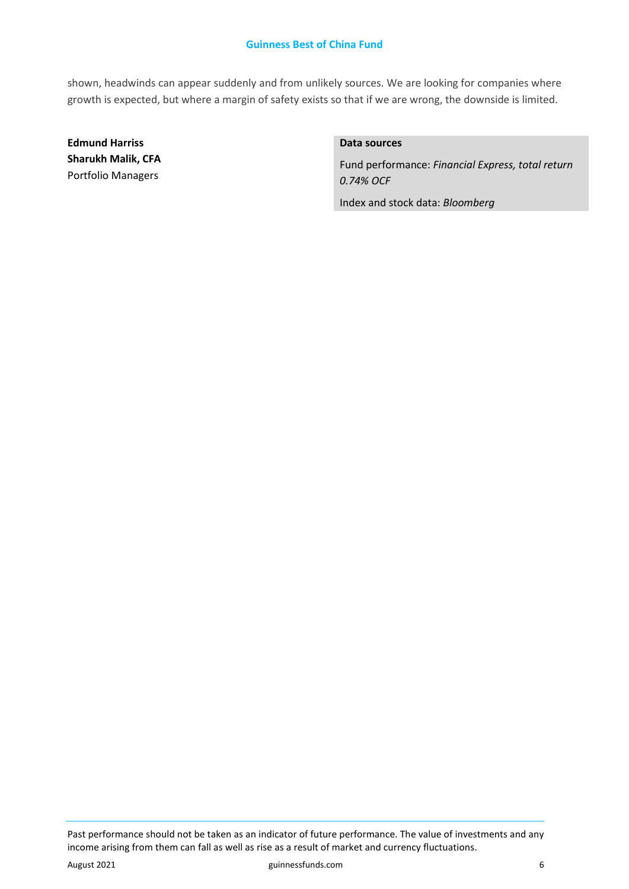shown, headwinds can appear suddenly and from unlikely sources. We are looking for companies where growth is expected, but where a margin of safety exists so that if we are wrong, the downside is limited.

**Edmund Harriss**
**Sharukh Malik, CFA**
Portfolio Managers

**Data sources**

Fund performance: *Financial Express, total return 0.74% OCF*

Index and stock data: *Bloomberg*

Past performance should not be taken as an indicator of future performance. The value of investments and any income arising from them can fall as well as rise as a result of market and currency fluctuations.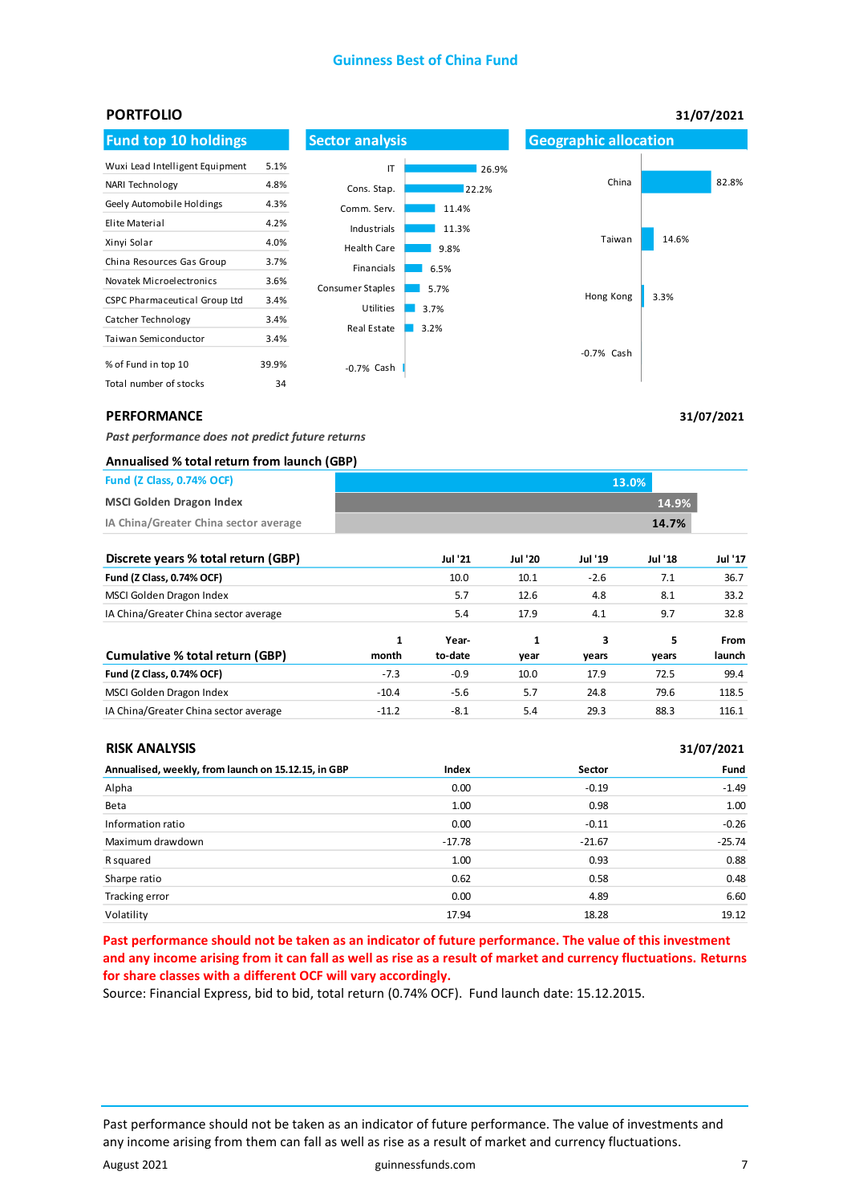# Guinness Best of China Fund

## PORTFOLIO

31/07/2021

### Fund top 10 holdings

| Holding | % |
|---|---|
| Wuxi Lead Intelligent Equipment | 5.1% |
| NARI Technology | 4.8% |
| Geely Automobile Holdings | 4.3% |
| Elite Material | 4.2% |
| Xinyi Solar | 4.0% |
| China Resources Gas Group | 3.7% |
| Novatek Microelectronics | 3.6% |
| CSPC Pharmaceutical Group Ltd | 3.4% |
| Catcher Technology | 3.4% |
| Taiwan Semiconductor | 3.4% |
| % of Fund in top 10 | 39.9% |
| Total number of stocks | 34 |

### Sector analysis

| Sector | % |
|---|---|
| IT | 26.9% |
| Cons. Stap. | 22.2% |
| Comm. Serv. | 11.4% |
| Industrials | 11.3% |
| Health Care | 9.8% |
| Financials | 6.5% |
| Consumer Staples | 5.7% |
| Utilities | 3.7% |
| Real Estate | 3.2% |
| Cash | -0.7% |

### Geographic allocation

| Region | % |
|---|---|
| China | 82.8% |
| Taiwan | 14.6% |
| Hong Kong | 3.3% |
| Cash | -0.7% |

## PERFORMANCE

31/07/2021

*Past performance does not predict future returns*

### Annualised % total return from launch (GBP)

| | % |
|---|---|
| Fund (Z Class, 0.74% OCF) | 13.0% |
| MSCI Golden Dragon Index | 14.9% |
| IA China/Greater China sector average | 14.7% |

| Discrete years % total return (GBP) | Jul '21 | Jul '20 | Jul '19 | Jul '18 | Jul '17 |
|---|---|---|---|---|---|
| **Fund (Z Class, 0.74% OCF)** | 10.0 | 10.1 | -2.6 | 7.1 | 36.7 |
| MSCI Golden Dragon Index | 5.7 | 12.6 | 4.8 | 8.1 | 33.2 |
| IA China/Greater China sector average | 5.4 | 17.9 | 4.1 | 9.7 | 32.8 |

| Cumulative % total return (GBP) | 1 month | Year-to-date | 1 year | 3 years | 5 years | From launch |
|---|---|---|---|---|---|---|
| **Fund (Z Class, 0.74% OCF)** | -7.3 | -0.9 | 10.0 | 17.9 | 72.5 | 99.4 |
| MSCI Golden Dragon Index | -10.4 | -5.6 | 5.7 | 24.8 | 79.6 | 118.5 |
| IA China/Greater China sector average | -11.2 | -8.1 | 5.4 | 29.3 | 88.3 | 116.1 |

## RISK ANALYSIS

31/07/2021

| Annualised, weekly, from launch on 15.12.15, in GBP | Index | Sector | Fund |
|---|---|---|---|
| Alpha | 0.00 | -0.19 | -1.49 |
| Beta | 1.00 | 0.98 | 1.00 |
| Information ratio | 0.00 | -0.11 | -0.26 |
| Maximum drawdown | -17.78 | -21.67 | -25.74 |
| R squared | 1.00 | 0.93 | 0.88 |
| Sharpe ratio | 0.62 | 0.58 | 0.48 |
| Tracking error | 0.00 | 4.89 | 6.60 |
| Volatility | 17.94 | 18.28 | 19.12 |

**Past performance should not be taken as an indicator of future performance. The value of this investment and any income arising from it can fall as well as rise as a result of market and currency fluctuations. Returns for share classes with a different OCF will vary accordingly.**

Source: Financial Express, bid to bid, total return (0.74% OCF). Fund launch date: 15.12.2015.

Past performance should not be taken as an indicator of future performance. The value of investments and any income arising from them can fall as well as rise as a result of market and currency fluctuations.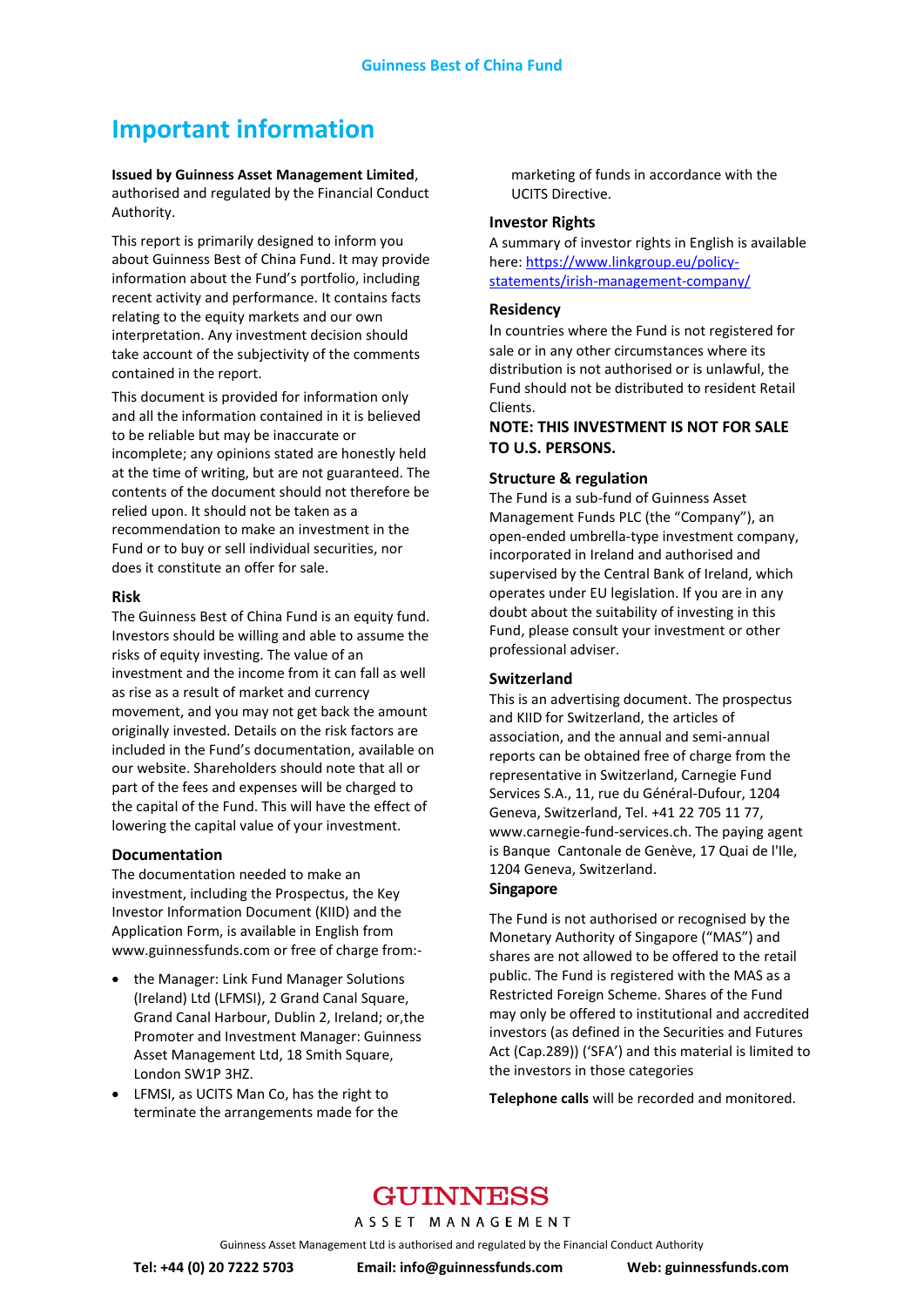# Important information

**Issued by Guinness Asset Management Limited**, authorised and regulated by the Financial Conduct Authority.

This report is primarily designed to inform you about Guinness Best of China Fund. It may provide information about the Fund's portfolio, including recent activity and performance. It contains facts relating to the equity markets and our own interpretation. Any investment decision should take account of the subjectivity of the comments contained in the report.

This document is provided for information only and all the information contained in it is believed to be reliable but may be inaccurate or incomplete; any opinions stated are honestly held at the time of writing, but are not guaranteed. The contents of the document should not therefore be relied upon. It should not be taken as a recommendation to make an investment in the Fund or to buy or sell individual securities, nor does it constitute an offer for sale.

### Risk

The Guinness Best of China Fund is an equity fund. Investors should be willing and able to assume the risks of equity investing. The value of an investment and the income from it can fall as well as rise as a result of market and currency movement, and you may not get back the amount originally invested. Details on the risk factors are included in the Fund's documentation, available on our website. Shareholders should note that all or part of the fees and expenses will be charged to the capital of the Fund. This will have the effect of lowering the capital value of your investment.

### Documentation

The documentation needed to make an investment, including the Prospectus, the Key Investor Information Document (KIID) and the Application Form, is available in English from www.guinnessfunds.com or free of charge from:-

- the Manager: Link Fund Manager Solutions (Ireland) Ltd (LFMSI), 2 Grand Canal Square, Grand Canal Harbour, Dublin 2, Ireland; or,the Promoter and Investment Manager: Guinness Asset Management Ltd, 18 Smith Square, London SW1P 3HZ.
- LFMSI, as UCITS Man Co, has the right to terminate the arrangements made for the marketing of funds in accordance with the UCITS Directive.

### Investor Rights

A summary of investor rights in English is available here: https://www.linkgroup.eu/policy-statements/irish-management-company/

### Residency

In countries where the Fund is not registered for sale or in any other circumstances where its distribution is not authorised or is unlawful, the Fund should not be distributed to resident Retail Clients.

**NOTE: THIS INVESTMENT IS NOT FOR SALE TO U.S. PERSONS.**

### Structure & regulation

The Fund is a sub-fund of Guinness Asset Management Funds PLC (the "Company"), an open-ended umbrella-type investment company, incorporated in Ireland and authorised and supervised by the Central Bank of Ireland, which operates under EU legislation. If you are in any doubt about the suitability of investing in this Fund, please consult your investment or other professional adviser.

### Switzerland

This is an advertising document. The prospectus and KIID for Switzerland, the articles of association, and the annual and semi-annual reports can be obtained free of charge from the representative in Switzerland, Carnegie Fund Services S.A., 11, rue du Général-Dufour, 1204 Geneva, Switzerland, Tel. +41 22 705 11 77, www.carnegie-fund-services.ch. The paying agent is Banque Cantonale de Genève, 17 Quai de l'Ile, 1204 Geneva, Switzerland.

### Singapore

The Fund is not authorised or recognised by the Monetary Authority of Singapore ("MAS") and shares are not allowed to be offered to the retail public. The Fund is registered with the MAS as a Restricted Foreign Scheme. Shares of the Fund may only be offered to institutional and accredited investors (as defined in the Securities and Futures Act (Cap.289)) ('SFA') and this material is limited to the investors in those categories

**Telephone calls** will be recorded and monitored.

GUINNESS
ASSET MANAGEMENT

Guinness Asset Management Ltd is authorised and regulated by the Financial Conduct Authority

**Tel: +44 (0) 20 7222 5703** **Email: info@guinnessfunds.com** **Web: guinnessfunds.com**